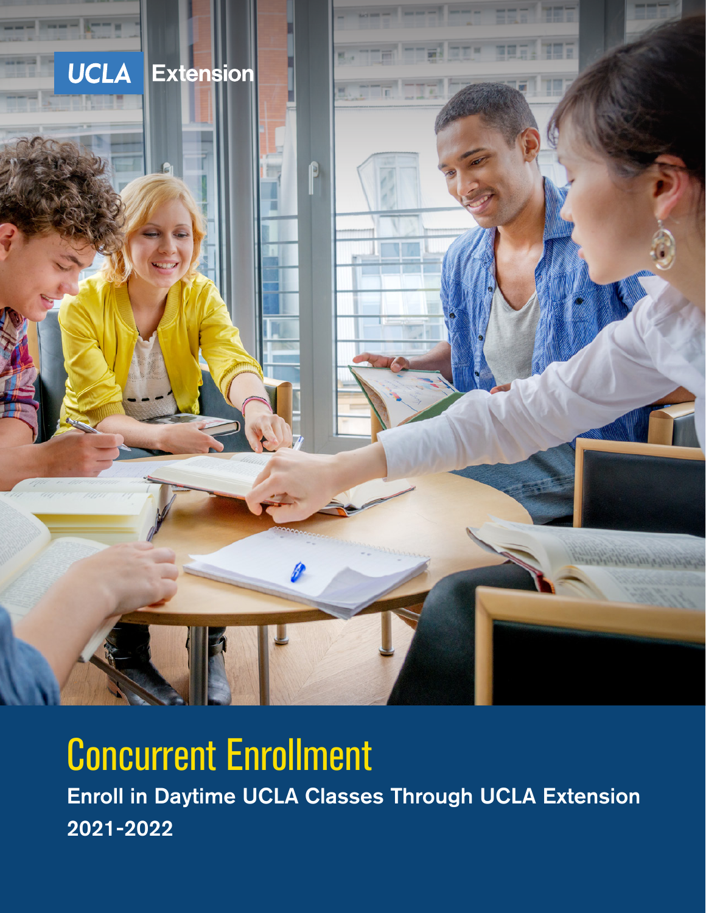UCLA Extension

# Concurrent Enrollment

**Enroll in Daytime UCLA Classes Through UCLA Extension**

**2021-2022**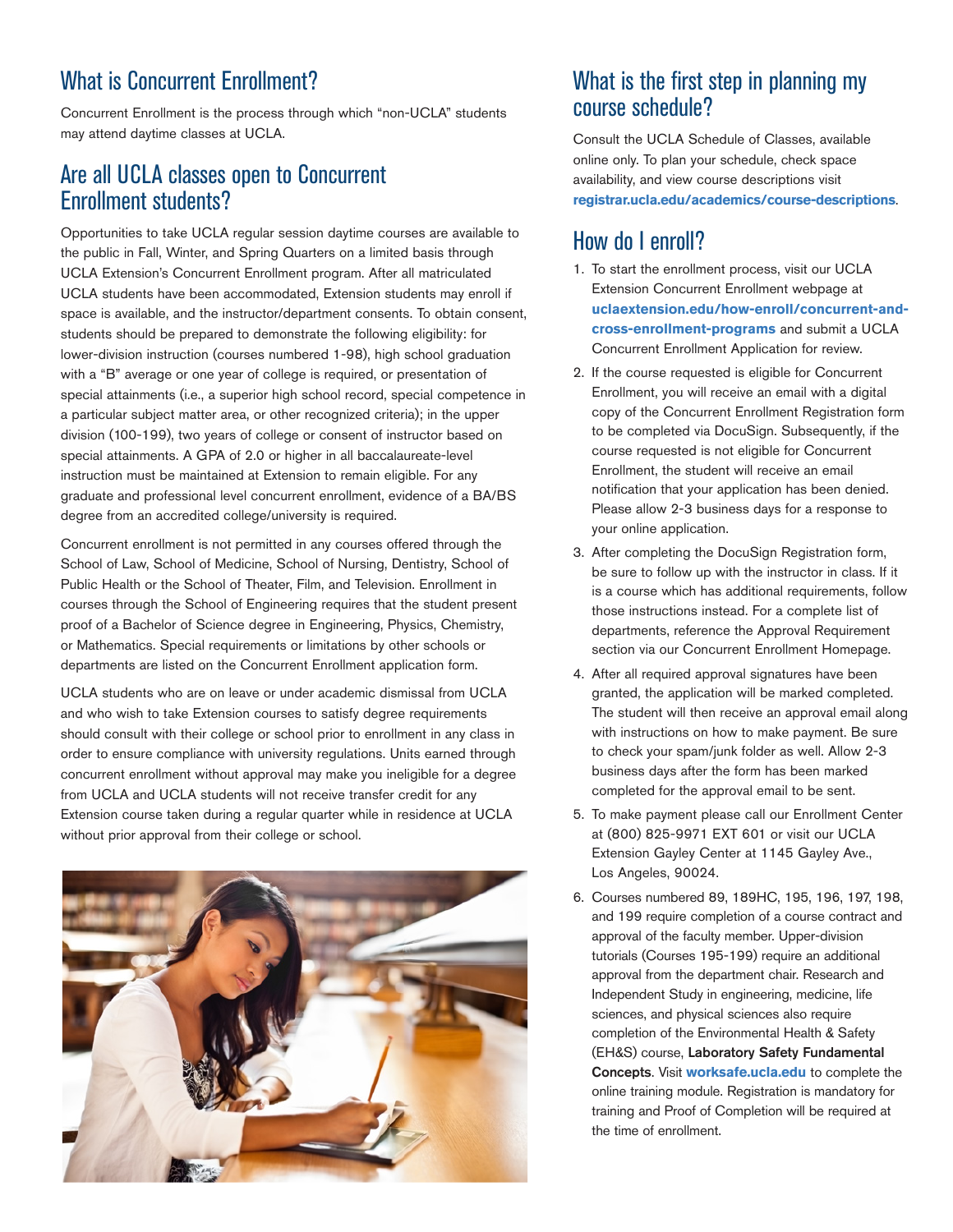## What is Concurrent Enrollment?

Concurrent Enrollment is the process through which "non-UCLA" students may attend daytime classes at UCLA.

## Are all UCLA classes open to Concurrent Enrollment students?

Opportunities to take UCLA regular session daytime courses are available to the public in Fall, Winter, and Spring Quarters on a limited basis through UCLA Extension's Concurrent Enrollment program. After all matriculated UCLA students have been accommodated, Extension students may enroll if space is available, and the instructor/department consents. To obtain consent, students should be prepared to demonstrate the following eligibility: for lower-division instruction (courses numbered 1-98), high school graduation with a "B" average or one year of college is required, or presentation of special attainments (i.e., a superior high school record, special competence in a particular subject matter area, or other recognized criteria); in the upper division (100-199), two years of college or consent of instructor based on special attainments. A GPA of 2.0 or higher in all baccalaureate-level instruction must be maintained at Extension to remain eligible. For any graduate and professional level concurrent enrollment, evidence of a BA/BS degree from an accredited college/university is required.

Concurrent enrollment is not permitted in any courses offered through the School of Law, School of Medicine, School of Nursing, Dentistry, School of Public Health or the School of Theater, Film, and Television. Enrollment in courses through the School of Engineering requires that the student present proof of a Bachelor of Science degree in Engineering, Physics, Chemistry, or Mathematics. Special requirements or limitations by other schools or departments are listed on the Concurrent Enrollment application form.

UCLA students who are on leave or under academic dismissal from UCLA and who wish to take Extension courses to satisfy degree requirements should consult with their college or school prior to enrollment in any class in order to ensure compliance with university regulations. Units earned through concurrent enrollment without approval may make you ineligible for a degree from UCLA and UCLA students will not receive transfer credit for any Extension course taken during a regular quarter while in residence at UCLA without prior approval from their college or school.

## What is the first step in planning my course schedule?

Consult the UCLA Schedule of Classes, available online only. To plan your schedule, check space availability, and view course descriptions visit **registrar.ucla.edu/academics/course-descriptions**.

## How do I enroll?

1. To start the enrollment process, visit our UCLA Extension Concurrent Enrollment webpage at **uclaextension.edu/how-enroll/concurrent-and-cross-enrollment-programs** and submit a UCLA Concurrent Enrollment Application for review.
2. If the course requested is eligible for Concurrent Enrollment, you will receive an email with a digital copy of the Concurrent Enrollment Registration form to be completed via DocuSign. Subsequently, if the course requested is not eligible for Concurrent Enrollment, the student will receive an email notification that your application has been denied. Please allow 2-3 business days for a response to your online application.
3. After completing the DocuSign Registration form, be sure to follow up with the instructor in class. If it is a course which has additional requirements, follow those instructions instead. For a complete list of departments, reference the Approval Requirement section via our Concurrent Enrollment Homepage.
4. After all required approval signatures have been granted, the application will be marked completed. The student will then receive an approval email along with instructions on how to make payment. Be sure to check your spam/junk folder as well. Allow 2-3 business days after the form has been marked completed for the approval email to be sent.
5. To make payment please call our Enrollment Center at (800) 825-9971 EXT 601 or visit our UCLA Extension Gayley Center at 1145 Gayley Ave., Los Angeles, 90024.
6. Courses numbered 89, 189HC, 195, 196, 197, 198, and 199 require completion of a course contract and approval of the faculty member. Upper-division tutorials (Courses 195-199) require an additional approval from the department chair. Research and Independent Study in engineering, medicine, life sciences, and physical sciences also require completion of the Environmental Health & Safety (EH&S) course, **Laboratory Safety Fundamental Concepts**. Visit **worksafe.ucla.edu** to complete the online training module. Registration is mandatory for training and Proof of Completion will be required at the time of enrollment.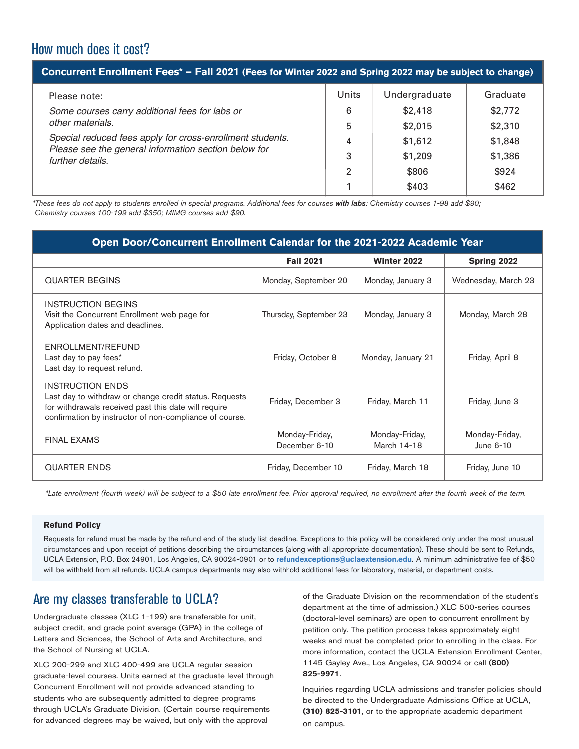## How much does it cost?

| Concurrent Enrollment Fees* – Fall 2021 (Fees for Winter 2022 and Spring 2022 may be subject to change) | | | |
|---|---|---|---|
| Please note: | Units | Undergraduate | Graduate |
| *Some courses carry additional fees for labs or other materials.* | 6 | $2,418 | $2,772 |
| *Special reduced fees apply for cross-enrollment students. Please see the general information section below for further details.* | 5 | $2,015 | $2,310 |
| | 4 | $1,612 | $1,848 |
| | 3 | $1,209 | $1,386 |
| | 2 | $806 | $924 |
| | 1 | $403 | $462 |

*\*These fees do not apply to students enrolled in special programs. Additional fees for courses* ***with labs****: Chemistry courses 1-98 add $90; Chemistry courses 100-199 add $350; MIMG courses add $90.*

| Open Door/Concurrent Enrollment Calendar for the 2021-2022 Academic Year | Fall 2021 | Winter 2022 | Spring 2022 |
|---|---|---|---|
| QUARTER BEGINS | Monday, September 20 | Monday, January 3 | Wednesday, March 23 |
| INSTRUCTION BEGINS<br>Visit the Concurrent Enrollment web page for Application dates and deadlines. | Thursday, September 23 | Monday, January 3 | Monday, March 28 |
| ENROLLMENT/REFUND<br>Last day to pay fees.*<br>Last day to request refund. | Friday, October 8 | Monday, January 21 | Friday, April 8 |
| INSTRUCTION ENDS<br>Last day to withdraw or change credit status. Requests for withdrawals received past this date will require confirmation by instructor of non-compliance of course. | Friday, December 3 | Friday, March 11 | Friday, June 3 |
| FINAL EXAMS | Monday-Friday, December 6-10 | Monday-Friday, March 14-18 | Monday-Friday, June 6-10 |
| QUARTER ENDS | Friday, December 10 | Friday, March 18 | Friday, June 10 |

*\*Late enrollment (fourth week) will be subject to a $50 late enrollment fee. Prior approval required, no enrollment after the fourth week of the term.*

**Refund Policy**

Requests for refund must be made by the refund end of the study list deadline. Exceptions to this policy will be considered only under the most unusual circumstances and upon receipt of petitions describing the circumstances (along with all appropriate documentation). These should be sent to Refunds, UCLA Extension, P.O. Box 24901, Los Angeles, CA 90024-0901 or to **refundexceptions@uclaextension.edu.** A minimum administrative fee of $50 will be withheld from all refunds. UCLA campus departments may also withhold additional fees for laboratory, material, or department costs.

## Are my classes transferable to UCLA?

Undergraduate classes (XLC 1-199) are transferable for unit, subject credit, and grade point average (GPA) in the college of Letters and Sciences, the School of Arts and Architecture, and the School of Nursing at UCLA.

XLC 200-299 and XLC 400-499 are UCLA regular session graduate-level courses. Units earned at the graduate level through Concurrent Enrollment will not provide advanced standing to students who are subsequently admitted to degree programs through UCLA's Graduate Division. (Certain course requirements for advanced degrees may be waived, but only with the approval of the Graduate Division on the recommendation of the student's department at the time of admission.) XLC 500-series courses (doctoral-level seminars) are open to concurrent enrollment by petition only. The petition process takes approximately eight weeks and must be completed prior to enrolling in the class. For more information, contact the UCLA Extension Enrollment Center, 1145 Gayley Ave., Los Angeles, CA 90024 or call **(800) 825-9971**.

Inquiries regarding UCLA admissions and transfer policies should be directed to the Undergraduate Admissions Office at UCLA, **(310) 825-3101**, or to the appropriate academic department on campus.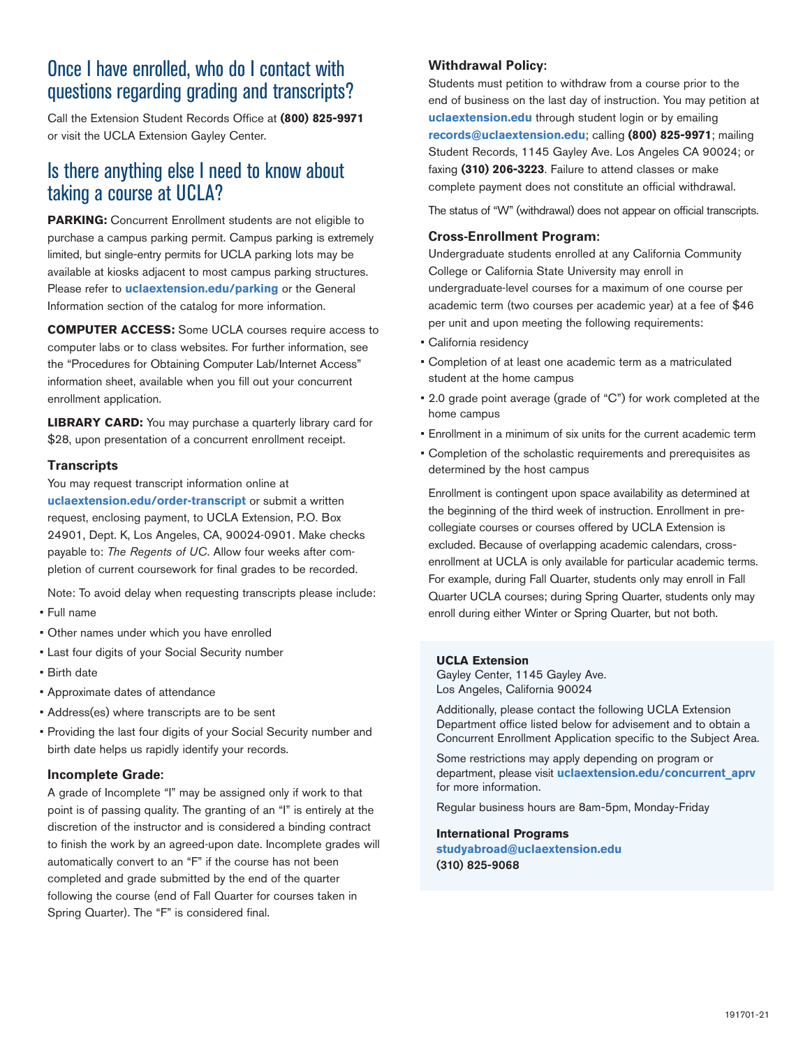## Once I have enrolled, who do I contact with questions regarding grading and transcripts?

Call the Extension Student Records Office at **(800) 825-9971** or visit the UCLA Extension Gayley Center.

## Is there anything else I need to know about taking a course at UCLA?

**PARKING:** Concurrent Enrollment students are not eligible to purchase a campus parking permit. Campus parking is extremely limited, but single-entry permits for UCLA parking lots may be available at kiosks adjacent to most campus parking structures. Please refer to **uclaextension.edu/parking** or the General Information section of the catalog for more information.

**COMPUTER ACCESS:** Some UCLA courses require access to computer labs or to class websites. For further information, see the "Procedures for Obtaining Computer Lab/Internet Access" information sheet, available when you fill out your concurrent enrollment application.

**LIBRARY CARD:** You may purchase a quarterly library card for $28, upon presentation of a concurrent enrollment receipt.

### Transcripts

You may request transcript information online at **uclaextension.edu/order-transcript** or submit a written request, enclosing payment, to UCLA Extension, P.O. Box 24901, Dept. K, Los Angeles, CA, 90024-0901. Make checks payable to: *The Regents of UC*. Allow four weeks after completion of current coursework for final grades to be recorded.

Note: To avoid delay when requesting transcripts please include:

- Full name
- Other names under which you have enrolled
- Last four digits of your Social Security number
- Birth date
- Approximate dates of attendance
- Address(es) where transcripts are to be sent
- Providing the last four digits of your Social Security number and birth date helps us rapidly identify your records.

### Incomplete Grade:

A grade of Incomplete "I" may be assigned only if work to that point is of passing quality. The granting of an "I" is entirely at the discretion of the instructor and is considered a binding contract to finish the work by an agreed-upon date. Incomplete grades will automatically convert to an "F" if the course has not been completed and grade submitted by the end of the quarter following the course (end of Fall Quarter for courses taken in Spring Quarter). The "F" is considered final.

### Withdrawal Policy:

Students must petition to withdraw from a course prior to the end of business on the last day of instruction. You may petition at **uclaextension.edu** through student login or by emailing **records@uclaextension.edu**; calling **(800) 825-9971**; mailing Student Records, 1145 Gayley Ave. Los Angeles CA 90024; or faxing **(310) 206-3223**. Failure to attend classes or make complete payment does not constitute an official withdrawal.

The status of "W" (withdrawal) does not appear on official transcripts.

### Cross-Enrollment Program:

Undergraduate students enrolled at any California Community College or California State University may enroll in undergraduate-level courses for a maximum of one course per academic term (two courses per academic year) at a fee of $46 per unit and upon meeting the following requirements:

- California residency
- Completion of at least one academic term as a matriculated student at the home campus
- 2.0 grade point average (grade of "C") for work completed at the home campus
- Enrollment in a minimum of six units for the current academic term
- Completion of the scholastic requirements and prerequisites as determined by the host campus

Enrollment is contingent upon space availability as determined at the beginning of the third week of instruction. Enrollment in pre-collegiate courses or courses offered by UCLA Extension is excluded. Because of overlapping academic calendars, cross-enrollment at UCLA is only available for particular academic terms. For example, during Fall Quarter, students only may enroll in Fall Quarter UCLA courses; during Spring Quarter, students only may enroll during either Winter or Spring Quarter, but not both.

**UCLA Extension**
Gayley Center, 1145 Gayley Ave.
Los Angeles, California 90024

Additionally, please contact the following UCLA Extension Department office listed below for advisement and to obtain a Concurrent Enrollment Application specific to the Subject Area.

Some restrictions may apply depending on program or department, please visit **uclaextension.edu/concurrent_aprv** for more information.

Regular business hours are 8am-5pm, Monday-Friday

**International Programs**
**studyabroad@uclaextension.edu**
**(310) 825-9068**

191701-21